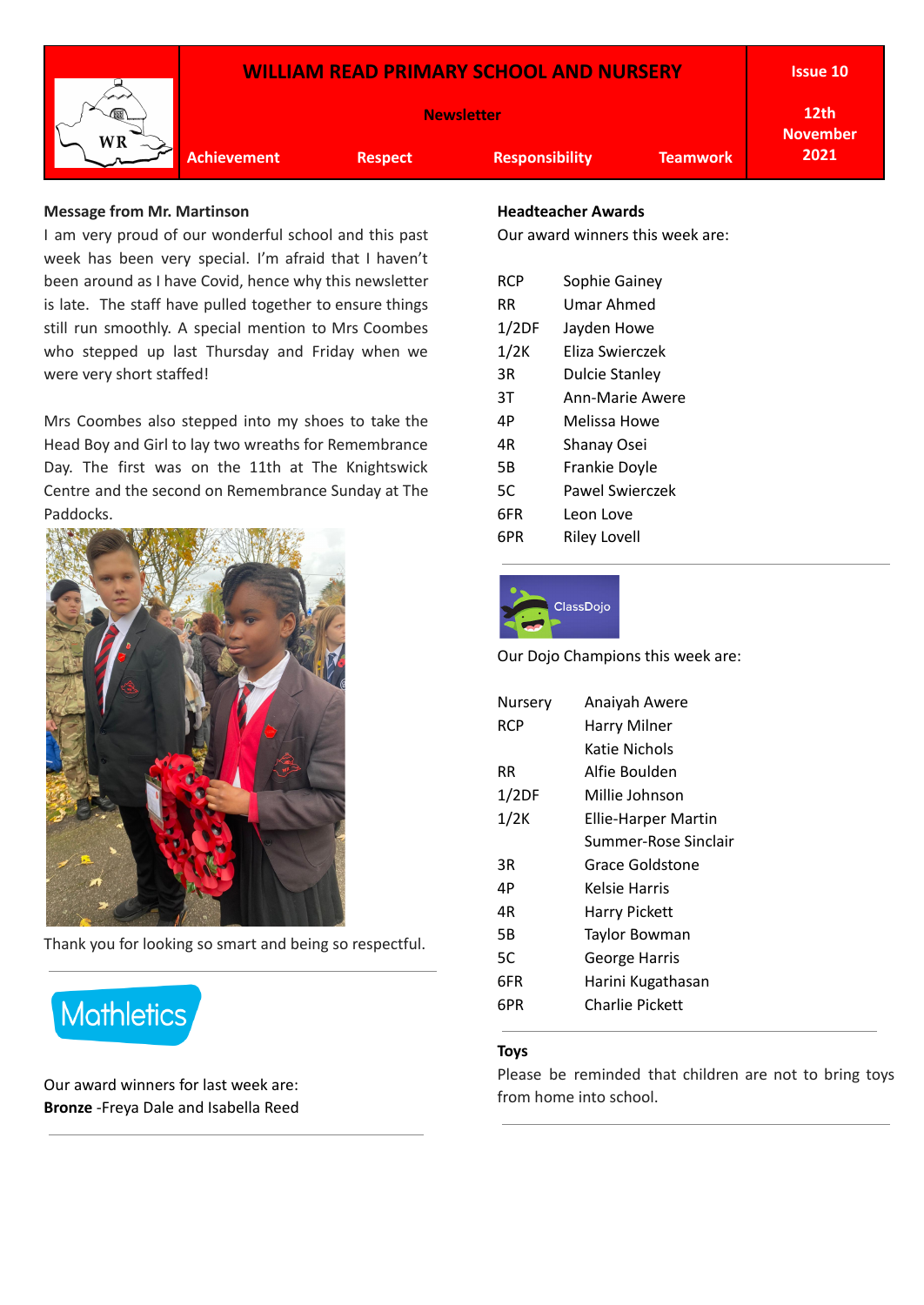# WILLIAM READ PRIMARY SCHOOL AND NURSERY

**Newsletter**

**Issue 10**

**12th November 2021**

**Achievement** **Respect** **Responsibility** **Teamwork**

**Message from Mr. Martinson**

I am very proud of our wonderful school and this past week has been very special. I'm afraid that I haven't been around as I have Covid, hence why this newsletter is late. The staff have pulled together to ensure things still run smoothly. A special mention to Mrs Coombes who stepped up last Thursday and Friday when we were very short staffed!

Mrs Coombes also stepped into my shoes to take the Head Boy and Girl to lay two wreaths for Remembrance Day. The first was on the 11th at The Knightswick Centre and the second on Remembrance Sunday at The Paddocks.

Thank you for looking so smart and being so respectful.

**Mathletics**

Our award winners for last week are:

**Bronze** -Freya Dale and Isabella Reed

**Headteacher Awards**

Our award winners this week are:

| | |
|---|---|
| RCP | Sophie Gainey |
| RR | Umar Ahmed |
| 1/2DF | Jayden Howe |
| 1/2K | Eliza Swierczek |
| 3R | Dulcie Stanley |
| 3T | Ann-Marie Awere |
| 4P | Melissa Howe |
| 4R | Shanay Osei |
| 5B | Frankie Doyle |
| 5C | Pawel Swierczek |
| 6FR | Leon Love |
| 6PR | Riley Lovell |

ClassDojo

Our Dojo Champions this week are:

| | |
|---|---|
| Nursery | Anaiyah Awere |
| RCP | Harry Milner |
| | Katie Nichols |
| RR | Alfie Boulden |
| 1/2DF | Millie Johnson |
| 1/2K | Ellie-Harper Martin |
| | Summer-Rose Sinclair |
| 3R | Grace Goldstone |
| 4P | Kelsie Harris |
| 4R | Harry Pickett |
| 5B | Taylor Bowman |
| 5C | George Harris |
| 6FR | Harini Kugathasan |
| 6PR | Charlie Pickett |

**Toys**

Please be reminded that children are not to bring toys from home into school.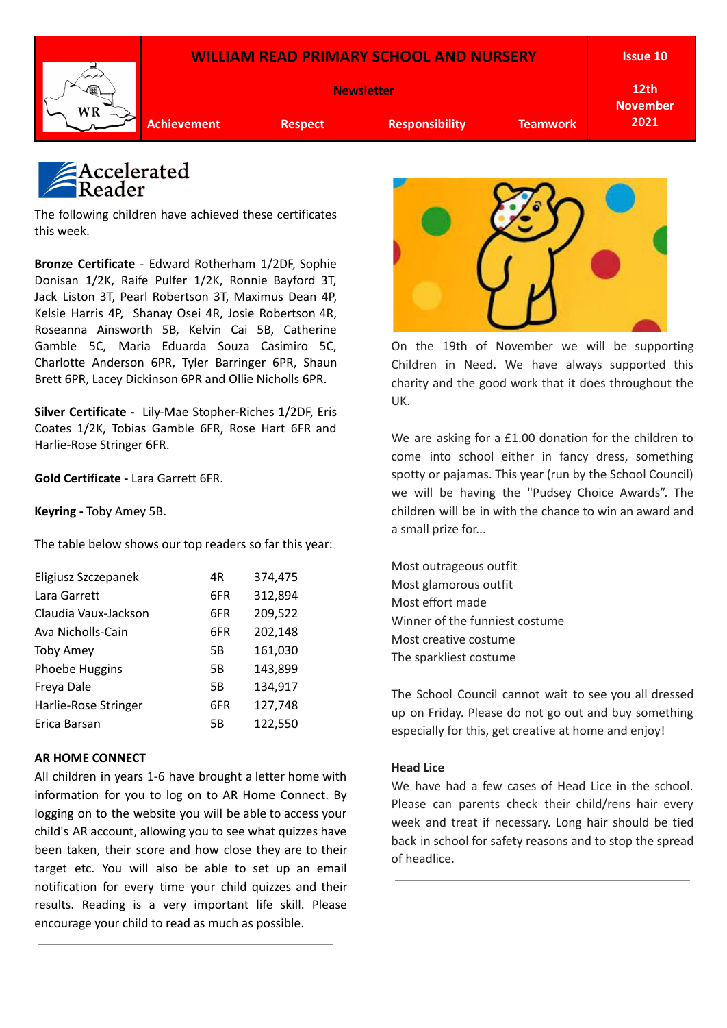# WILLIAM READ PRIMARY SCHOOL AND NURSERY

**Newsletter**

**Issue 10** — **12th November 2021**

**Achievement** | **Respect** | **Responsibility** | **Teamwork**

## Accelerated Reader

The following children have achieved these certificates this week.

**Bronze Certificate** - Edward Rotherham 1/2DF, Sophie Donisan 1/2K, Raife Pulfer 1/2K, Ronnie Bayford 3T, Jack Liston 3T, Pearl Robertson 3T, Maximus Dean 4P, Kelsie Harris 4P, Shanay Osei 4R, Josie Robertson 4R, Roseanna Ainsworth 5B, Kelvin Cai 5B, Catherine Gamble 5C, Maria Eduarda Souza Casimiro 5C, Charlotte Anderson 6PR, Tyler Barringer 6PR, Shaun Brett 6PR, Lacey Dickinson 6PR and Ollie Nicholls 6PR.

**Silver Certificate -** Lily-Mae Stopher-Riches 1/2DF, Eris Coates 1/2K, Tobias Gamble 6FR, Rose Hart 6FR and Harlie-Rose Stringer 6FR.

**Gold Certificate -** Lara Garrett 6FR.

**Keyring -** Toby Amey 5B.

The table below shows our top readers so far this year:

| | | |
|---|---|---|
| Eligiusz Szczepanek | 4R | 374,475 |
| Lara Garrett | 6FR | 312,894 |
| Claudia Vaux-Jackson | 6FR | 209,522 |
| Ava Nicholls-Cain | 6FR | 202,148 |
| Toby Amey | 5B | 161,030 |
| Phoebe Huggins | 5B | 143,899 |
| Freya Dale | 5B | 134,917 |
| Harlie-Rose Stringer | 6FR | 127,748 |
| Erica Barsan | 5B | 122,550 |

**AR HOME CONNECT**

All children in years 1-6 have brought a letter home with information for you to log on to AR Home Connect. By logging on to the website you will be able to access your child's AR account, allowing you to see what quizzes have been taken, their score and how close they are to their target etc. You will also be able to set up an email notification for every time your child quizzes and their results. Reading is a very important life skill. Please encourage your child to read as much as possible.

On the 19th of November we will be supporting Children in Need. We have always supported this charity and the good work that it does throughout the UK.

We are asking for a £1.00 donation for the children to come into school either in fancy dress, something spotty or pajamas. This year (run by the School Council) we will be having the "Pudsey Choice Awards". The children will be in with the chance to win an award and a small prize for...

Most outrageous outfit
Most glamorous outfit
Most effort made
Winner of the funniest costume
Most creative costume
The sparkliest costume

The School Council cannot wait to see you all dressed up on Friday. Please do not go out and buy something especially for this, get creative at home and enjoy!

**Head Lice**

We have had a few cases of Head Lice in the school. Please can parents check their child/rens hair every week and treat if necessary. Long hair should be tied back in school for safety reasons and to stop the spread of headlice.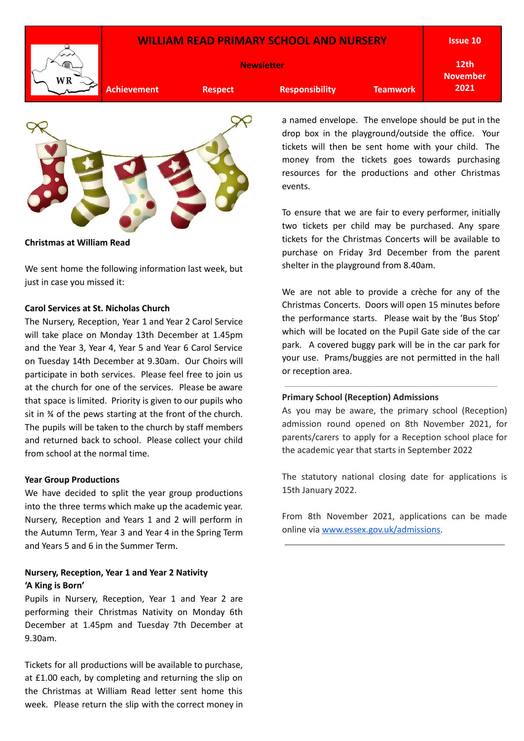# WILLIAM READ PRIMARY SCHOOL AND NURSERY

**Newsletter**

**Issue 10** — **12th November 2021**

**Achievement** | **Respect** | **Responsibility** | **Teamwork**

**Christmas at William Read**

We sent home the following information last week, but just in case you missed it:

**Carol Services at St. Nicholas Church**

The Nursery, Reception, Year 1 and Year 2 Carol Service will take place on Monday 13th December at 1.45pm and the Year 3, Year 4, Year 5 and Year 6 Carol Service on Tuesday 14th December at 9.30am. Our Choirs will participate in both services. Please feel free to join us at the church for one of the services. Please be aware that space is limited. Priority is given to our pupils who sit in ¾ of the pews starting at the front of the church. The pupils will be taken to the church by staff members and returned back to school. Please collect your child from school at the normal time.

**Year Group Productions**

We have decided to split the year group productions into the three terms which make up the academic year. Nursery, Reception and Years 1 and 2 will perform in the Autumn Term, Year 3 and Year 4 in the Spring Term and Years 5 and 6 in the Summer Term.

**Nursery, Reception, Year 1 and Year 2 Nativity**
**'A King is Born'**

Pupils in Nursery, Reception, Year 1 and Year 2 are performing their Christmas Nativity on Monday 6th December at 1.45pm and Tuesday 7th December at 9.30am.

Tickets for all productions will be available to purchase, at £1.00 each, by completing and returning the slip on the Christmas at William Read letter sent home this week. Please return the slip with the correct money in a named envelope. The envelope should be put in the drop box in the playground/outside the office. Your tickets will then be sent home with your child. The money from the tickets goes towards purchasing resources for the productions and other Christmas events.

To ensure that we are fair to every performer, initially two tickets per child may be purchased. Any spare tickets for the Christmas Concerts will be available to purchase on Friday 3rd December from the parent shelter in the playground from 8.40am.

We are not able to provide a crèche for any of the Christmas Concerts. Doors will open 15 minutes before the performance starts. Please wait by the 'Bus Stop' which will be located on the Pupil Gate side of the car park. A covered buggy park will be in the car park for your use. Prams/buggies are not permitted in the hall or reception area.

---

**Primary School (Reception) Admissions**

As you may be aware, the primary school (Reception) admission round opened on 8th November 2021, for parents/carers to apply for a Reception school place for the academic year that starts in September 2022

The statutory national closing date for applications is 15th January 2022.

From 8th November 2021, applications can be made online via [www.essex.gov.uk/admissions](http://www.essex.gov.uk/admissions).

---